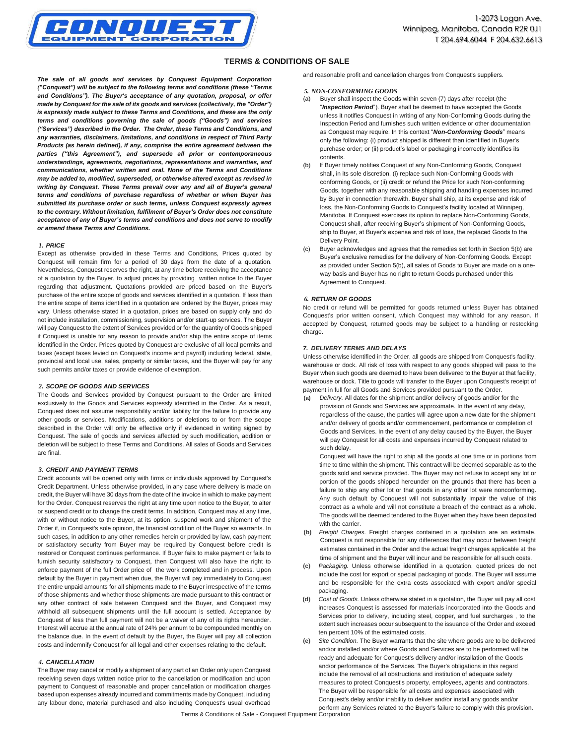1-2073 Logan Ave.
Winnipeg, Manitoba, Canada R2R 0J1
T 204.694.6044 F 204.632.6613

# TERMS & CONDITIONS OF SALE

***The sale of all goods and services by Conquest Equipment Corporation ("Conquest") will be subject to the following terms and conditions (these "Terms and Conditions"). The Buyer's acceptance of any quotation, proposal, or offer made by Conquest for the sale of its goods and services (collectively, the "Order") is expressly made subject to these Terms and Conditions, and these are the only terms and conditions governing the sale of goods ("Goods") and services ("Services") described in the Order. The Order, these Terms and Conditions, and any warranties, disclaimers, limitations, and conditions in respect of Third Party Products (as herein defined), if any, comprise the entire agreement between the parties ("this Agreement"), and supersede all prior or contemporaneous understandings, agreements, negotiations, representations and warranties, and communications, whether written and oral. None of the Terms and Conditions may be added to, modified, superseded, or otherwise altered except as revised in writing by Conquest. These Terms prevail over any and all of Buyer's general terms and conditions of purchase regardless of whether or when Buyer has submitted its purchase order or such terms, unless Conquest expressly agrees to the contrary. Without limitation, fulfilment of Buyer's Order does not constitute acceptance of any of Buyer's terms and conditions and does not serve to modify or amend these Terms and Conditions.***

### *1. PRICE*

Except as otherwise provided in these Terms and Conditions, Prices quoted by Conquest will remain firm for a period of 30 days from the date of a quotation. Nevertheless, Conquest reserves the right, at any time before receiving the acceptance of a quotation by the Buyer, to adjust prices by providing written notice to the Buyer regarding that adjustment. Quotations provided are priced based on the Buyer's purchase of the entire scope of goods and services identified in a quotation. If less than the entire scope of items identified in a quotation are ordered by the Buyer, prices may vary. Unless otherwise stated in a quotation, prices are based on supply only and do not include installation, commissioning, supervision and/or start-up services. The Buyer will pay Conquest to the extent of Services provided or for the quantity of Goods shipped if Conquest is unable for any reason to provide and/or ship the entire scope of items identified in the Order. Prices quoted by Conquest are exclusive of all local permits and taxes (except taxes levied on Conquest's income and payroll) including federal, state, provincial and local use, sales, property or similar taxes, and the Buyer will pay for any such permits and/or taxes or provide evidence of exemption.

### *2. SCOPE OF GOODS AND SERVICES*

The Goods and Services provided by Conquest pursuant to the Order are limited exclusively to the Goods and Services expressly identified in the Order. As a result, Conquest does not assume responsibility and/or liability for the failure to provide any other goods or services. Modifications, additions or deletions to or from the scope described in the Order will only be effective only if evidenced in writing signed by Conquest. The sale of goods and services affected by such modification, addition or deletion will be subject to these Terms and Conditions. All sales of Goods and Services are final.

### *3. CREDIT AND PAYMENT TERMS*

Credit accounts will be opened only with firms or individuals approved by Conquest's Credit Department. Unless otherwise provided, in any case where delivery is made on credit, the Buyer will have 30 days from the date of the invoice in which to make payment for the Order. Conquest reserves the right at any time upon notice to the Buyer, to alter or suspend credit or to change the credit terms. In addition, Conquest may at any time, with or without notice to the Buyer, at its option, suspend work and shipment of the Order if, in Conquest's sole opinion, the financial condition of the Buyer so warrants. In such cases, in addition to any other remedies herein or provided by law, cash payment or satisfactory security from Buyer may be required by Conquest before credit is restored or Conquest continues performance. If Buyer fails to make payment or fails to furnish security satisfactory to Conquest, then Conquest will also have the right to enforce payment of the full Order price of the work completed and in process. Upon default by the Buyer in payment when due, the Buyer will pay immediately to Conquest the entire unpaid amounts for all shipments made to the Buyer irrespective of the terms of those shipments and whether those shipments are made pursuant to this contract or any other contract of sale between Conquest and the Buyer, and Conquest may withhold all subsequent shipments until the full account is settled. Acceptance by Conquest of less than full payment will not be a waiver of any of its rights hereunder. Interest will accrue at the annual rate of 24% per annum to be compounded monthly on the balance due. In the event of default by the Buyer, the Buyer will pay all collection costs and indemnify Conquest for all legal and other expenses relating to the default.

### *4. CANCELLATION*

The Buyer may cancel or modify a shipment of any part of an Order only upon Conquest receiving seven days written notice prior to the cancellation or modification and upon payment to Conquest of reasonable and proper cancellation or modification charges based upon expenses already incurred and commitments made by Conquest, including any labour done, material purchased and also including Conquest's usual overhead and reasonable profit and cancellation charges from Conquest's suppliers.

### *5. NON-CONFORMING GOODS*

(a) Buyer shall inspect the Goods within seven (7) days after receipt (the "***Inspection Period***"). Buyer shall be deemed to have accepted the Goods unless it notifies Conquest in writing of any Non-Conforming Goods during the Inspection Period and furnishes such written evidence or other documentation as Conquest may require. In this context "***Non-Conforming Goods***" means only the following: (i) product shipped is different than identified in Buyer's purchase order; or (ii) product's label or packaging incorrectly identifies its contents.

(b) If Buyer timely notifies Conquest of any Non-Conforming Goods, Conquest shall, in its sole discretion, (i) replace such Non-Conforming Goods with conforming Goods, or (ii) credit or refund the Price for such Non-conforming Goods, together with any reasonable shipping and handling expenses incurred by Buyer in connection therewith. Buyer shall ship, at its expense and risk of loss, the Non-Conforming Goods to Conquest's facility located at Winnipeg, Manitoba. If Conquest exercises its option to replace Non-Conforming Goods, Conquest shall, after receiving Buyer's shipment of Non-Conforming Goods, ship to Buyer, at Buyer's expense and risk of loss, the replaced Goods to the Delivery Point.

(c) Buyer acknowledges and agrees that the remedies set forth in Section 5(b) are Buyer's exclusive remedies for the delivery of Non-Conforming Goods. Except as provided under Section 5(b), all sales of Goods to Buyer are made on a one-way basis and Buyer has no right to return Goods purchased under this Agreement to Conquest.

### *6. RETURN OF GOODS*

No credit or refund will be permitted for goods returned unless Buyer has obtained Conquest's prior written consent, which Conquest may withhold for any reason. If accepted by Conquest, returned goods may be subject to a handling or restocking charge.

### *7. DELIVERY TERMS AND DELAYS*

Unless otherwise identified in the Order, all goods are shipped from Conquest's facility, warehouse or dock. All risk of loss with respect to any goods shipped will pass to the Buyer when such goods are deemed to have been delivered to the Buyer at that facility, warehouse or dock. Title to goods will transfer to the Buyer upon Conquest's receipt of payment in full for all Goods and Services provided pursuant to the Order.

**(a)** *Delivery.* All dates for the shipment and/or delivery of goods and/or for the provision of Goods and Services are approximate. In the event of any delay, regardless of the cause, the parties will agree upon a new date for the shipment and/or delivery of goods and/or commencement, performance or completion of Goods and Services. In the event of any delay caused by the Buyer, the Buyer will pay Conquest for all costs and expenses incurred by Conquest related to such delay.

Conquest will have the right to ship all the goods at one time or in portions from time to time within the shipment. This contract will be deemed separable as to the goods sold and service provided. The Buyer may not refuse to accept any lot or portion of the goods shipped hereunder on the grounds that there has been a failure to ship any other lot or that goods in any other lot were nonconforming. Any such default by Conquest will not substantially impair the value of this contract as a whole and will not constitute a breach of the contract as a whole. The goods will be deemed tendered to the Buyer when they have been deposited with the carrier.

**(b)** *Freight Charges.* Freight charges contained in a quotation are an estimate. Conquest is not responsible for any differences that may occur between freight estimates contained in the Order and the actual freight charges applicable at the time of shipment and the Buyer will incur and be responsible for all such costs.

**(c)** *Packaging.* Unless otherwise identified in a quotation, quoted prices do not include the cost for export or special packaging of goods. The Buyer will assume and be responsible for the extra costs associated with export and/or special packaging.

**(d)** *Cost of Goods.* Unless otherwise stated in a quotation, the Buyer will pay all cost increases Conquest is assessed for materials incorporated into the Goods and Services prior to delivery, including steel, copper, and fuel surcharges , to the extent such increases occur subsequent to the issuance of the Order and exceed ten percent 10% of the estimated costs.

**(e)** *Site Condition.* The Buyer warrants that the site where goods are to be delivered and/or installed and/or where Goods and Services are to be performed will be ready and adequate for Conquest's delivery and/or installation of the Goods and/or performance of the Services. The Buyer's obligations in this regard include the removal of all obstructions and institution of adequate safety measures to protect Conquest's property, employees, agents and contractors. The Buyer will be responsible for all costs and expenses associated with Conquest's delay and/or inability to deliver and/or install any goods and/or perform any Services related to the Buyer's failure to comply with this provision.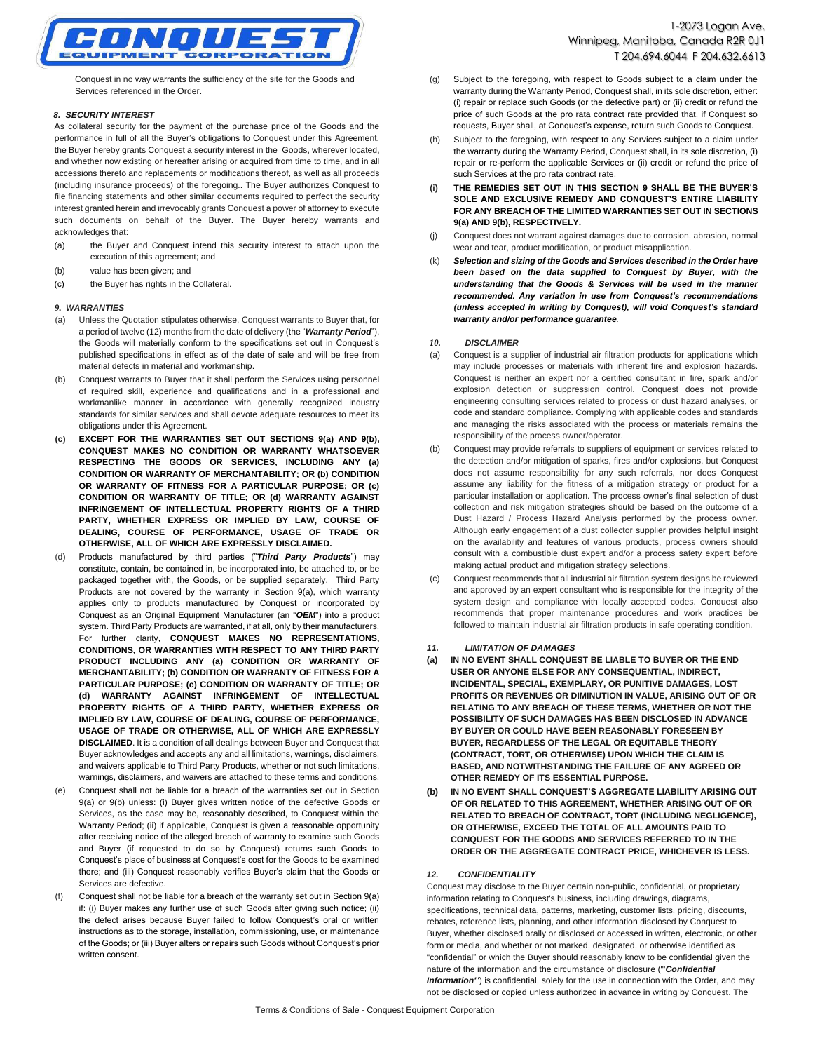Conquest in no way warrants the sufficiency of the site for the Goods and Services referenced in the Order.

### *8. SECURITY INTEREST*

As collateral security for the payment of the purchase price of the Goods and the performance in full of all the Buyer's obligations to Conquest under this Agreement, the Buyer hereby grants Conquest a security interest in the Goods, wherever located, and whether now existing or hereafter arising or acquired from time to time, and in all accessions thereto and replacements or modifications thereof, as well as all proceeds (including insurance proceeds) of the foregoing.. The Buyer authorizes Conquest to file financing statements and other similar documents required to perfect the security interest granted herein and irrevocably grants Conquest a power of attorney to execute such documents on behalf of the Buyer. The Buyer hereby warrants and acknowledges that:

(a) the Buyer and Conquest intend this security interest to attach upon the execution of this agreement; and

(b) value has been given; and

(c) the Buyer has rights in the Collateral.

### *9. WARRANTIES*

(a) Unless the Quotation stipulates otherwise, Conquest warrants to Buyer that, for a period of twelve (12) months from the date of delivery (the "***Warranty Period***"), the Goods will materially conform to the specifications set out in Conquest's published specifications in effect as of the date of sale and will be free from material defects in material and workmanship.

(b) Conquest warrants to Buyer that it shall perform the Services using personnel of required skill, experience and qualifications and in a professional and workmanlike manner in accordance with generally recognized industry standards for similar services and shall devote adequate resources to meet its obligations under this Agreement.

**(c) EXCEPT FOR THE WARRANTIES SET OUT SECTIONS 9(a) AND 9(b), CONQUEST MAKES NO CONDITION OR WARRANTY WHATSOEVER RESPECTING THE GOODS OR SERVICES, INCLUDING ANY (a) CONDITION OR WARRANTY OF MERCHANTABILITY; OR (b) CONDITION OR WARRANTY OF FITNESS FOR A PARTICULAR PURPOSE; OR (c) CONDITION OR WARRANTY OF TITLE; OR (d) WARRANTY AGAINST INFRINGEMENT OF INTELLECTUAL PROPERTY RIGHTS OF A THIRD PARTY, WHETHER EXPRESS OR IMPLIED BY LAW, COURSE OF DEALING, COURSE OF PERFORMANCE, USAGE OF TRADE OR OTHERWISE, ALL OF WHICH ARE EXPRESSLY DISCLAIMED.**

(d) Products manufactured by third parties ("***Third Party Products***") may constitute, contain, be contained in, be incorporated into, be attached to, or be packaged together with, the Goods, or be supplied separately. Third Party Products are not covered by the warranty in Section 9(a), which warranty applies only to products manufactured by Conquest or incorporated by Conquest as an Original Equipment Manufacturer (an "***OEM***") into a product system. Third Party Products are warranted, if at all, only by their manufacturers. For further clarity, **CONQUEST MAKES NO REPRESENTATIONS, CONDITIONS, OR WARRANTIES WITH RESPECT TO ANY THIRD PARTY PRODUCT INCLUDING ANY (a) CONDITION OR WARRANTY OF MERCHANTABILITY; (b) CONDITION OR WARRANTY OF FITNESS FOR A PARTICULAR PURPOSE; (c) CONDITION OR WARRANTY OF TITLE; OR (d) WARRANTY AGAINST INFRINGEMENT OF INTELLECTUAL PROPERTY RIGHTS OF A THIRD PARTY, WHETHER EXPRESS OR IMPLIED BY LAW, COURSE OF DEALING, COURSE OF PERFORMANCE, USAGE OF TRADE OR OTHERWISE, ALL OF WHICH ARE EXPRESSLY DISCLAIMED**. It is a condition of all dealings between Buyer and Conquest that Buyer acknowledges and accepts any and all limitations, warnings, disclaimers, and waivers applicable to Third Party Products, whether or not such limitations, warnings, disclaimers, and waivers are attached to these terms and conditions.

(e) Conquest shall not be liable for a breach of the warranties set out in Section 9(a) or 9(b) unless: (i) Buyer gives written notice of the defective Goods or Services, as the case may be, reasonably described, to Conquest within the Warranty Period; (ii) if applicable, Conquest is given a reasonable opportunity after receiving notice of the alleged breach of warranty to examine such Goods and Buyer (if requested to do so by Conquest) returns such Goods to Conquest's place of business at Conquest's cost for the Goods to be examined there; and (iii) Conquest reasonably verifies Buyer's claim that the Goods or Services are defective.

(f) Conquest shall not be liable for a breach of the warranty set out in Section 9(a) if: (i) Buyer makes any further use of such Goods after giving such notice; (ii) the defect arises because Buyer failed to follow Conquest's oral or written instructions as to the storage, installation, commissioning, use, or maintenance of the Goods; or (iii) Buyer alters or repairs such Goods without Conquest's prior written consent.

(g) Subject to the foregoing, with respect to Goods subject to a claim under the warranty during the Warranty Period, Conquest shall, in its sole discretion, either: (i) repair or replace such Goods (or the defective part) or (ii) credit or refund the price of such Goods at the pro rata contract rate provided that, if Conquest so requests, Buyer shall, at Conquest's expense, return such Goods to Conquest.

(h) Subject to the foregoing, with respect to any Services subject to a claim under the warranty during the Warranty Period, Conquest shall, in its sole discretion, (i) repair or re-perform the applicable Services or (ii) credit or refund the price of such Services at the pro rata contract rate.

**(i) THE REMEDIES SET OUT IN THIS SECTION 9 SHALL BE THE BUYER'S SOLE AND EXCLUSIVE REMEDY AND CONQUEST'S ENTIRE LIABILITY FOR ANY BREACH OF THE LIMITED WARRANTIES SET OUT IN SECTIONS 9(a) AND 9(b), RESPECTIVELY.**

(j) Conquest does not warrant against damages due to corrosion, abrasion, normal wear and tear, product modification, or product misapplication.

(k) ***Selection and sizing of the Goods and Services described in the Order have been based on the data supplied to Conquest by Buyer, with the understanding that the Goods & Services will be used in the manner recommended. Any variation in use from Conquest's recommendations (unless accepted in writing by Conquest), will void Conquest's standard warranty and/or performance guarantee*.**

### *10. DISCLAIMER*

(a) Conquest is a supplier of industrial air filtration products for applications which may include processes or materials with inherent fire and explosion hazards. Conquest is neither an expert nor a certified consultant in fire, spark and/or explosion detection or suppression control. Conquest does not provide engineering consulting services related to process or dust hazard analyses, or code and standard compliance. Complying with applicable codes and standards and managing the risks associated with the process or materials remains the responsibility of the process owner/operator.

(b) Conquest may provide referrals to suppliers of equipment or services related to the detection and/or mitigation of sparks, fires and/or explosions, but Conquest does not assume responsibility for any such referrals, nor does Conquest assume any liability for the fitness of a mitigation strategy or product for a particular installation or application. The process owner's final selection of dust collection and risk mitigation strategies should be based on the outcome of a Dust Hazard / Process Hazard Analysis performed by the process owner. Although early engagement of a dust collector supplier provides helpful insight on the availability and features of various products, process owners should consult with a combustible dust expert and/or a process safety expert before making actual product and mitigation strategy selections.

(c) Conquest recommends that all industrial air filtration system designs be reviewed and approved by an expert consultant who is responsible for the integrity of the system design and compliance with locally accepted codes. Conquest also recommends that proper maintenance procedures and work practices be followed to maintain industrial air filtration products in safe operating condition.

### *11. LIMITATION OF DAMAGES*

**(a) IN NO EVENT SHALL CONQUEST BE LIABLE TO BUYER OR THE END USER OR ANYONE ELSE FOR ANY CONSEQUENTIAL, INDIRECT, INCIDENTAL, SPECIAL, EXEMPLARY, OR PUNITIVE DAMAGES, LOST PROFITS OR REVENUES OR DIMINUTION IN VALUE, ARISING OUT OF OR RELATING TO ANY BREACH OF THESE TERMS, WHETHER OR NOT THE POSSIBILITY OF SUCH DAMAGES HAS BEEN DISCLOSED IN ADVANCE BY BUYER OR COULD HAVE BEEN REASONABLY FORESEEN BY BUYER, REGARDLESS OF THE LEGAL OR EQUITABLE THEORY (CONTRACT, TORT, OR OTHERWISE) UPON WHICH THE CLAIM IS BASED, AND NOTWITHSTANDING THE FAILURE OF ANY AGREED OR OTHER REMEDY OF ITS ESSENTIAL PURPOSE.**

**(b) IN NO EVENT SHALL CONQUEST'S AGGREGATE LIABILITY ARISING OUT OF OR RELATED TO THIS AGREEMENT, WHETHER ARISING OUT OF OR RELATED TO BREACH OF CONTRACT, TORT (INCLUDING NEGLIGENCE), OR OTHERWISE, EXCEED THE TOTAL OF ALL AMOUNTS PAID TO CONQUEST FOR THE GOODS AND SERVICES REFERRED TO IN THE ORDER OR THE AGGREGATE CONTRACT PRICE, WHICHEVER IS LESS.**

### *12. CONFIDENTIALITY*

Conquest may disclose to the Buyer certain non-public, confidential, or proprietary information relating to Conquest's business, including drawings, diagrams, specifications, technical data, patterns, marketing, customer lists, pricing, discounts, rebates, reference lists, planning, and other information disclosed by Conquest to Buyer, whether disclosed orally or disclosed or accessed in written, electronic, or other form or media, and whether or not marked, designated, or otherwise identified as "confidential" or which the Buyer should reasonably know to be confidential given the nature of the information and the circumstance of disclosure ("'***Confidential Information***'") is confidential, solely for the use in connection with the Order, and may not be disclosed or copied unless authorized in advance in writing by Conquest. The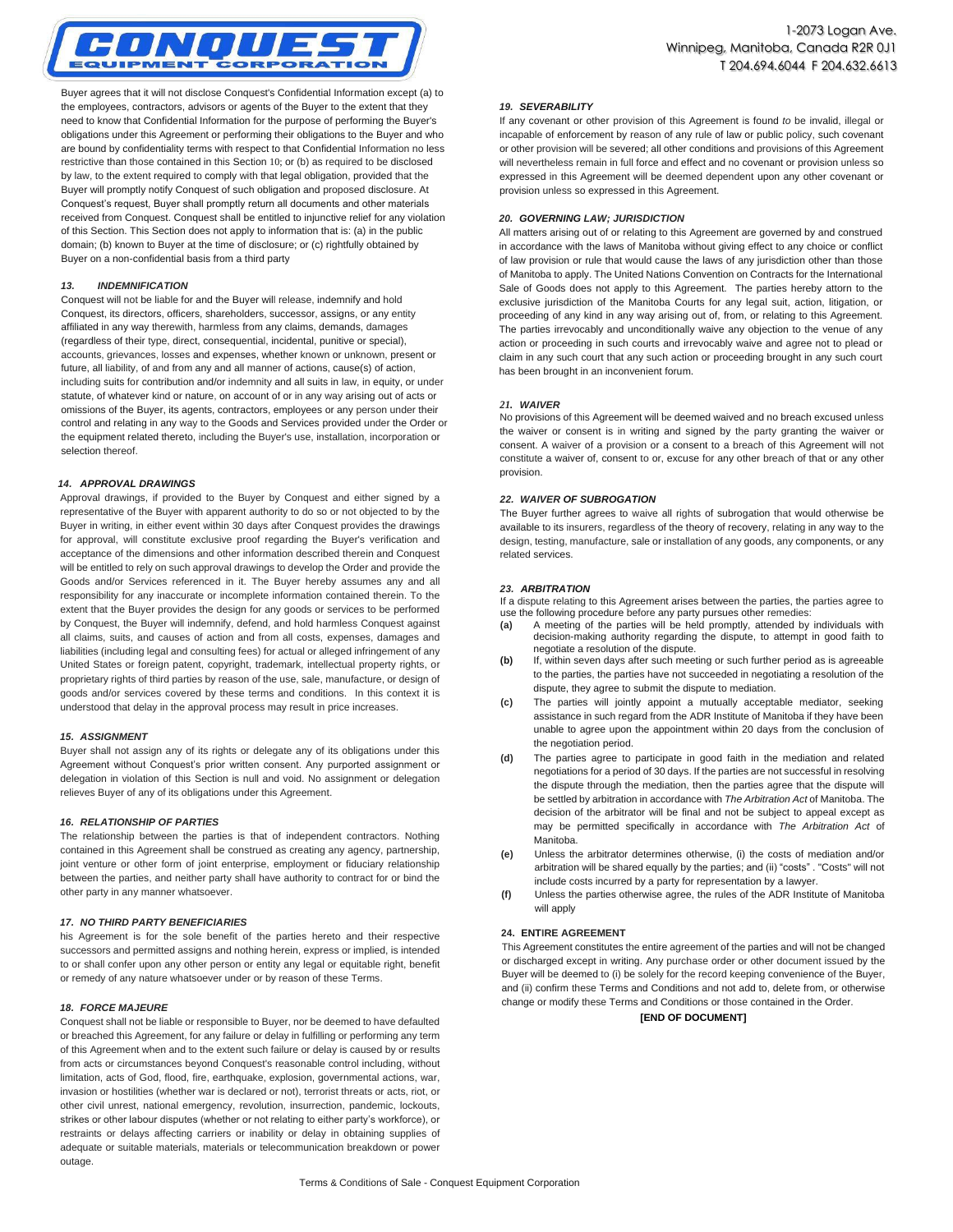Buyer agrees that it will not disclose Conquest's Confidential Information except (a) to the employees, contractors, advisors or agents of the Buyer to the extent that they need to know that Confidential Information for the purpose of performing the Buyer's obligations under this Agreement or performing their obligations to the Buyer and who are bound by confidentiality terms with respect to that Confidential Information no less restrictive than those contained in this Section 10; or (b) as required to be disclosed by law, to the extent required to comply with that legal obligation, provided that the Buyer will promptly notify Conquest of such obligation and proposed disclosure. At Conquest's request, Buyer shall promptly return all documents and other materials received from Conquest. Conquest shall be entitled to injunctive relief for any violation of this Section. This Section does not apply to information that is: (a) in the public domain; (b) known to Buyer at the time of disclosure; or (c) rightfully obtained by Buyer on a non-confidential basis from a third party

### *13. INDEMNIFICATION*

Conquest will not be liable for and the Buyer will release, indemnify and hold Conquest, its directors, officers, shareholders, successor, assigns, or any entity affiliated in any way therewith, harmless from any claims, demands, damages (regardless of their type, direct, consequential, incidental, punitive or special), accounts, grievances, losses and expenses, whether known or unknown, present or future, all liability, of and from any and all manner of actions, cause(s) of action, including suits for contribution and/or indemnity and all suits in law, in equity, or under statute, of whatever kind or nature, on account of or in any way arising out of acts or omissions of the Buyer, its agents, contractors, employees or any person under their control and relating in any way to the Goods and Services provided under the Order or the equipment related thereto, including the Buyer's use, installation, incorporation or selection thereof.

### *14. APPROVAL DRAWINGS*

Approval drawings, if provided to the Buyer by Conquest and either signed by a representative of the Buyer with apparent authority to do so or not objected to by the Buyer in writing, in either event within 30 days after Conquest provides the drawings for approval, will constitute exclusive proof regarding the Buyer's verification and acceptance of the dimensions and other information described therein and Conquest will be entitled to rely on such approval drawings to develop the Order and provide the Goods and/or Services referenced in it. The Buyer hereby assumes any and all responsibility for any inaccurate or incomplete information contained therein. To the extent that the Buyer provides the design for any goods or services to be performed by Conquest, the Buyer will indemnify, defend, and hold harmless Conquest against all claims, suits, and causes of action and from all costs, expenses, damages and liabilities (including legal and consulting fees) for actual or alleged infringement of any United States or foreign patent, copyright, trademark, intellectual property rights, or proprietary rights of third parties by reason of the use, sale, manufacture, or design of goods and/or services covered by these terms and conditions. In this context it is understood that delay in the approval process may result in price increases.

### *15. ASSIGNMENT*

Buyer shall not assign any of its rights or delegate any of its obligations under this Agreement without Conquest's prior written consent. Any purported assignment or delegation in violation of this Section is null and void. No assignment or delegation relieves Buyer of any of its obligations under this Agreement.

### *16. RELATIONSHIP OF PARTIES*

The relationship between the parties is that of independent contractors. Nothing contained in this Agreement shall be construed as creating any agency, partnership, joint venture or other form of joint enterprise, employment or fiduciary relationship between the parties, and neither party shall have authority to contract for or bind the other party in any manner whatsoever.

### *17. NO THIRD PARTY BENEFICIARIES*

his Agreement is for the sole benefit of the parties hereto and their respective successors and permitted assigns and nothing herein, express or implied, is intended to or shall confer upon any other person or entity any legal or equitable right, benefit or remedy of any nature whatsoever under or by reason of these Terms.

### *18. FORCE MAJEURE*

Conquest shall not be liable or responsible to Buyer, nor be deemed to have defaulted or breached this Agreement, for any failure or delay in fulfilling or performing any term of this Agreement when and to the extent such failure or delay is caused by or results from acts or circumstances beyond Conquest's reasonable control including, without limitation, acts of God, flood, fire, earthquake, explosion, governmental actions, war, invasion or hostilities (whether war is declared or not), terrorist threats or acts, riot, or other civil unrest, national emergency, revolution, insurrection, pandemic, lockouts, strikes or other labour disputes (whether or not relating to either party's workforce), or restraints or delays affecting carriers or inability or delay in obtaining supplies of adequate or suitable materials, materials or telecommunication breakdown or power outage.

### *19. SEVERABILITY*

If any covenant or other provision of this Agreement is found *to* be invalid, illegal or incapable of enforcement by reason of any rule of law or public policy, such covenant or other provision will be severed; all other conditions and provisions of this Agreement will nevertheless remain in full force and effect and no covenant or provision unless so expressed in this Agreement will be deemed dependent upon any other covenant or provision unless so expressed in this Agreement.

### *20. GOVERNING LAW; JURISDICTION*

All matters arising out of or relating to this Agreement are governed by and construed in accordance with the laws of Manitoba without giving effect to any choice or conflict of law provision or rule that would cause the laws of any jurisdiction other than those of Manitoba to apply. The United Nations Convention on Contracts for the International Sale of Goods does not apply to this Agreement. The parties hereby attorn to the exclusive jurisdiction of the Manitoba Courts for any legal suit, action, litigation, or proceeding of any kind in any way arising out of, from, or relating to this Agreement. The parties irrevocably and unconditionally waive any objection to the venue of any action or proceeding in such courts and irrevocably waive and agree not to plead or claim in any such court that any such action or proceeding brought in any such court has been brought in an inconvenient forum.

### *21. WAIVER*

No provisions of this Agreement will be deemed waived and no breach excused unless the waiver or consent is in writing and signed by the party granting the waiver or consent. A waiver of a provision or a consent to a breach of this Agreement will not constitute a waiver of, consent to, or excuse for any other breach of that or any other provision.

### *22. WAIVER OF SUBROGATION*

The Buyer further agrees to waive all rights of subrogation that would otherwise be available to its insurers, regardless of the theory of recovery, relating in any way to the design, testing, manufacture, sale or installation of any goods, any components, or any related services.

### *23. ARBITRATION*

If a dispute relating to this Agreement arises between the parties, the parties agree to use the following procedure before any party pursues other remedies:

- **(a)** A meeting of the parties will be held promptly, attended by individuals with decision-making authority regarding the dispute, to attempt in good faith to negotiate a resolution of the dispute.
- **(b)** If, within seven days after such meeting or such further period as is agreeable to the parties, the parties have not succeeded in negotiating a resolution of the dispute, they agree to submit the dispute to mediation.
- **(c)** The parties will jointly appoint a mutually acceptable mediator, seeking assistance in such regard from the ADR Institute of Manitoba if they have been unable to agree upon the appointment within 20 days from the conclusion of the negotiation period.
- **(d)** The parties agree to participate in good faith in the mediation and related negotiations for a period of 30 days. If the parties are not successful in resolving the dispute through the mediation, then the parties agree that the dispute will be settled by arbitration in accordance with *The Arbitration Act* of Manitoba. The decision of the arbitrator will be final and not be subject to appeal except as may be permitted specifically in accordance with *The Arbitration Act* of Manitoba.
- **(e)** Unless the arbitrator determines otherwise, (i) the costs of mediation and/or arbitration will be shared equally by the parties; and (ii) "costs" . "Costs" will not include costs incurred by a party for representation by a lawyer.
- **(f)** Unless the parties otherwise agree, the rules of the ADR Institute of Manitoba will apply

### **24. ENTIRE AGREEMENT**

This Agreement constitutes the entire agreement of the parties and will not be changed or discharged except in writing. Any purchase order or other document issued by the Buyer will be deemed to (i) be solely for the record keeping convenience of the Buyer, and (ii) confirm these Terms and Conditions and not add to, delete from, or otherwise change or modify these Terms and Conditions or those contained in the Order.

**[END OF DOCUMENT]**